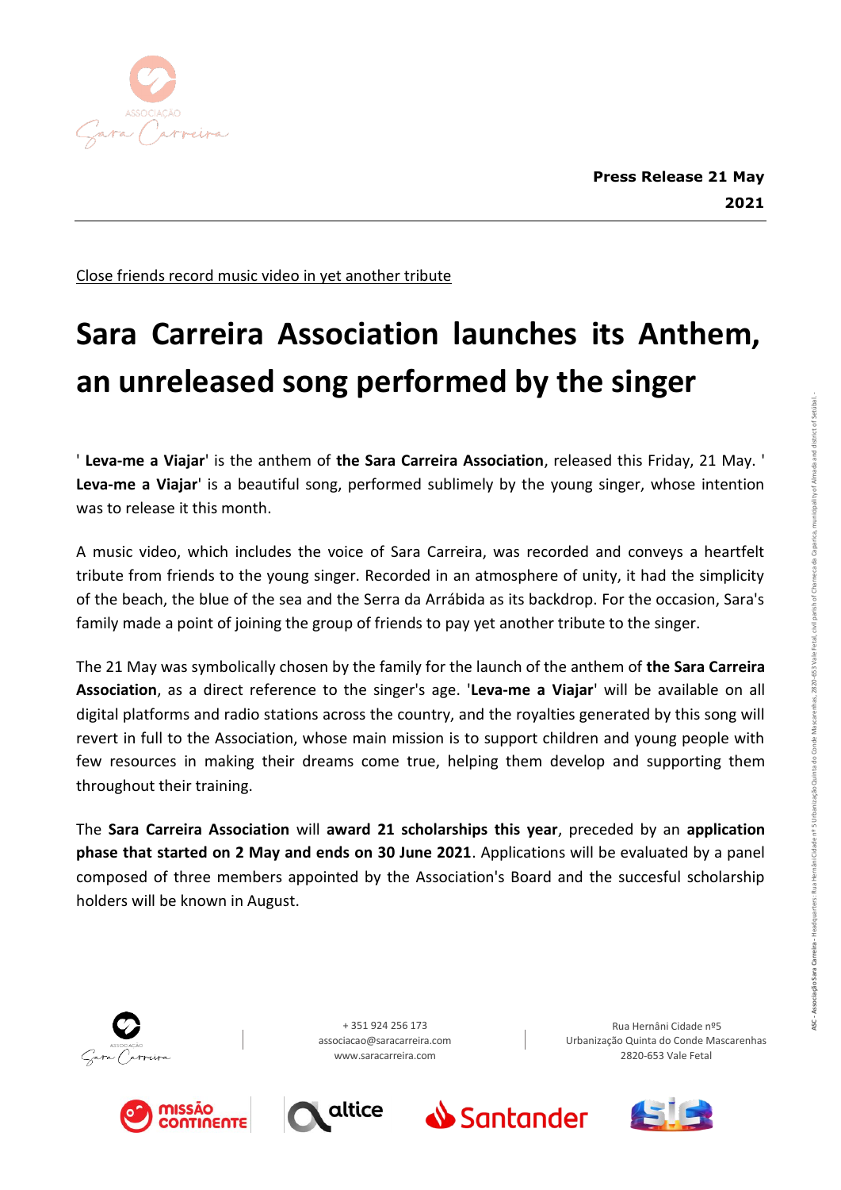**Press Release 21 May 2021**

Close friends record music video in yet another tribute

# Sara Carreira Association launches its Anthem, an unreleased song performed by the singer

' **Leva-me a Viajar**' is the anthem of **the Sara Carreira Association**, released this Friday, 21 May. ' **Leva-me a Viajar**' is a beautiful song, performed sublimely by the young singer, whose intention was to release it this month.

A music video, which includes the voice of Sara Carreira, was recorded and conveys a heartfelt tribute from friends to the young singer. Recorded in an atmosphere of unity, it had the simplicity of the beach, the blue of the sea and the Serra da Arrábida as its backdrop. For the occasion, Sara's family made a point of joining the group of friends to pay yet another tribute to the singer.

The 21 May was symbolically chosen by the family for the launch of the anthem of **the Sara Carreira Association**, as a direct reference to the singer's age. '**Leva-me a Viajar**' will be available on all digital platforms and radio stations across the country, and the royalties generated by this song will revert in full to the Association, whose main mission is to support children and young people with few resources in making their dreams come true, helping them develop and supporting them throughout their training.

The **Sara Carreira Association** will **award 21 scholarships this year**, preceded by an **application phase that started on 2 May and ends on 30 June 2021**. Applications will be evaluated by a panel composed of three members appointed by the Association's Board and the succesful scholarship holders will be known in August.

+ 351 924 256 173
associacao@saracarreira.com
www.saracarreira.com

Rua Hernâni Cidade nº5
Urbanização Quinta do Conde Mascarenhas
2820-653 Vale Fetal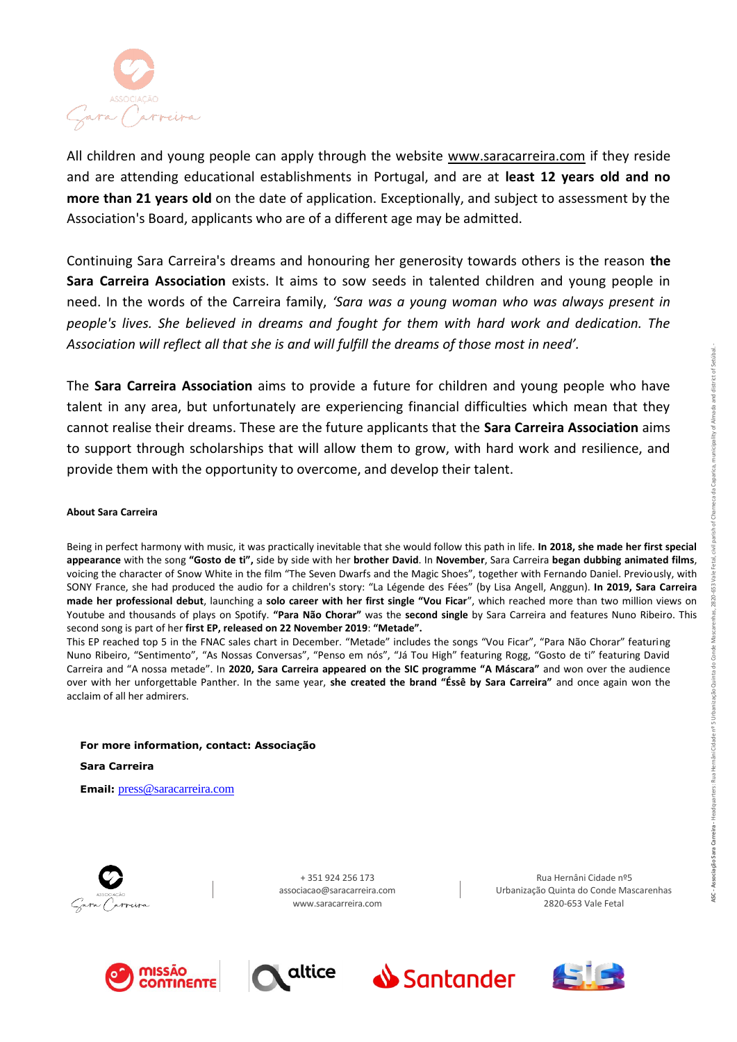All children and young people can apply through the website www.saracarreira.com if they reside and are attending educational establishments in Portugal, and are at **least 12 years old and no more than 21 years old** on the date of application. Exceptionally, and subject to assessment by the Association's Board, applicants who are of a different age may be admitted.

Continuing Sara Carreira's dreams and honouring her generosity towards others is the reason **the Sara Carreira Association** exists. It aims to sow seeds in talented children and young people in need. In the words of the Carreira family, *'Sara was a young woman who was always present in people's lives. She believed in dreams and fought for them with hard work and dedication. The Association will reflect all that she is and will fulfill the dreams of those most in need'.*

The **Sara Carreira Association** aims to provide a future for children and young people who have talent in any area, but unfortunately are experiencing financial difficulties which mean that they cannot realise their dreams. These are the future applicants that the **Sara Carreira Association** aims to support through scholarships that will allow them to grow, with hard work and resilience, and provide them with the opportunity to overcome, and develop their talent.

#### About Sara Carreira

Being in perfect harmony with music, it was practically inevitable that she would follow this path in life. **In 2018, she made her first special appearance** with the song **"Gosto de ti",** side by side with her **brother David**. In **November**, Sara Carreira **began dubbing animated films**, voicing the character of Snow White in the film "The Seven Dwarfs and the Magic Shoes", together with Fernando Daniel. Previously, with SONY France, she had produced the audio for a children's story: "La Légende des Fées" (by Lisa Angell, Anggun). **In 2019, Sara Carreira made her professional debut**, launching a **solo career with her first single "Vou Ficar"**, which reached more than two million views on Youtube and thousands of plays on Spotify. **"Para Não Chorar"** was the **second single** by Sara Carreira and features Nuno Ribeiro. This second song is part of her **first EP, released on 22 November 2019**: **"Metade".**
This EP reached top 5 in the FNAC sales chart in December. "Metade" includes the songs "Vou Ficar", "Para Não Chorar" featuring Nuno Ribeiro, "Sentimento", "As Nossas Conversas", "Penso em nós", "Já Tou High" featuring Rogg, "Gosto de ti" featuring David Carreira and "A nossa metade". In **2020, Sara Carreira appeared on the SIC programme "A Máscara"** and won over the audience over with her unforgettable Panther. In the same year, **she created the brand "Éssê by Sara Carreira"** and once again won the acclaim of all her admirers.

**For more information, contact: Associação Sara Carreira**

**Email:** press@saracarreira.com

+ 351 924 256 173
associacao@saracarreira.com
www.saracarreira.com

Rua Hernâni Cidade nº5
Urbanização Quinta do Conde Mascarenhas
2820-653 Vale Fetal